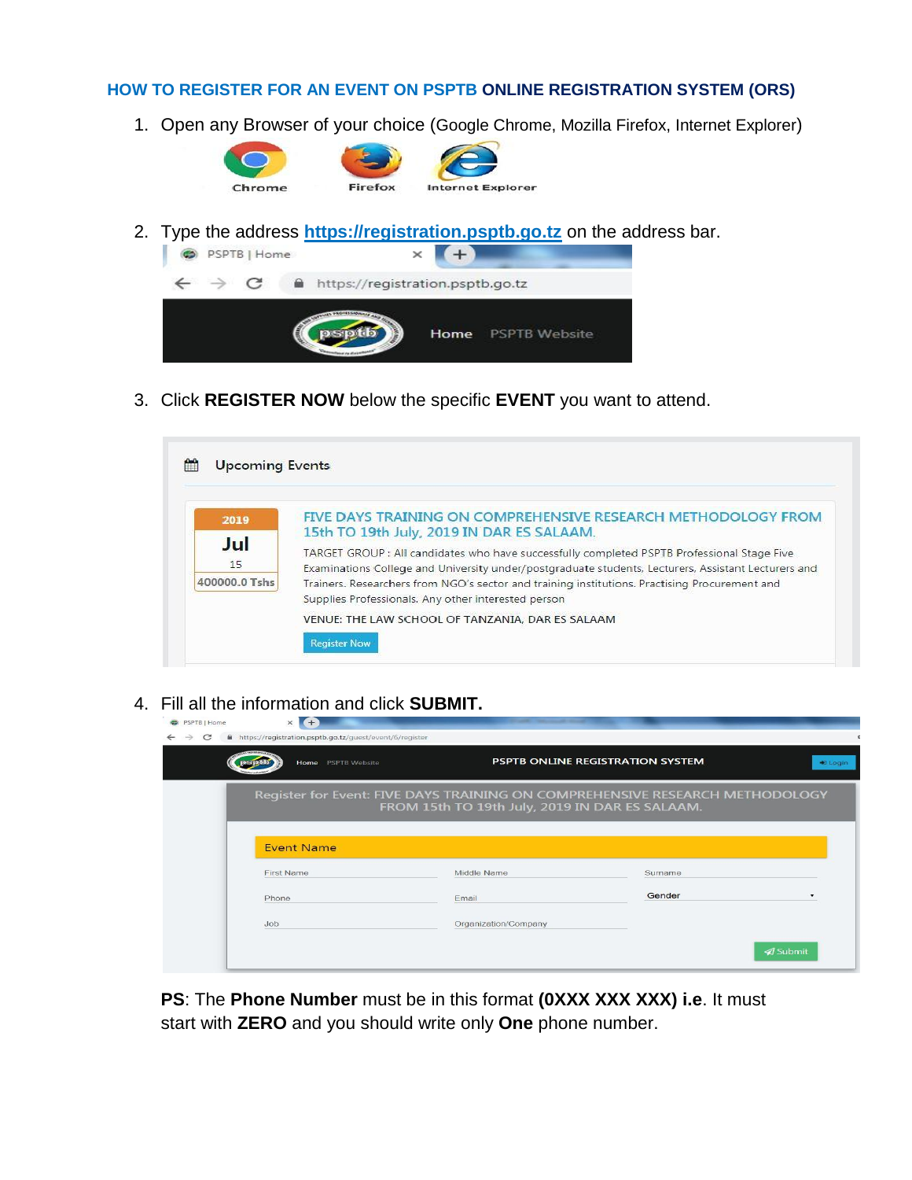## HOW TO REGISTER FOR AN EVENT ON PSPTB ONLINE REGISTRATION SYSTEM (ORS)

1. Open any Browser of your choice (Google Chrome, Mozilla Firefox, Internet Explorer)

2. Type the address **https://registration.psptb.go.tz** on the address bar.

3. Click **REGISTER NOW** below the specific **EVENT** you want to attend.

4. Fill all the information and click **SUBMIT.**

**PS**: The **Phone Number** must be in this format **(0XXX XXX XXX) i.e**. It must start with **ZERO** and you should write only **One** phone number.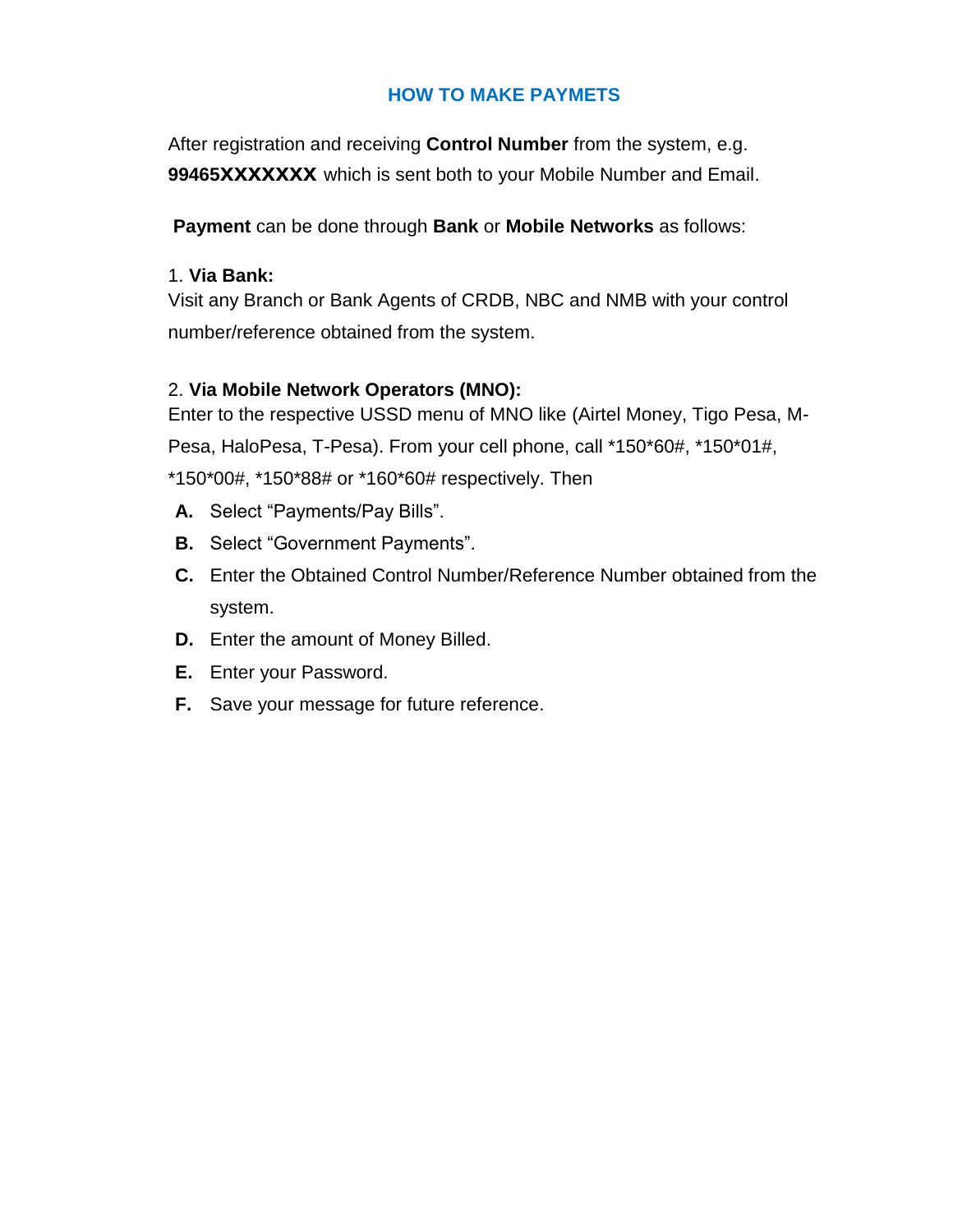## HOW TO MAKE PAYMETS

After registration and receiving **Control Number** from the system, e.g. **99465XXXXXXX** which is sent both to your Mobile Number and Email.

**Payment** can be done through **Bank** or **Mobile Networks** as follows:

1. **Via Bank:**

Visit any Branch or Bank Agents of CRDB, NBC and NMB with your control number/reference obtained from the system.

2. **Via Mobile Network Operators (MNO):**

Enter to the respective USSD menu of MNO like (Airtel Money, Tigo Pesa, M-Pesa, HaloPesa, T-Pesa). From your cell phone, call *150*60#, *150*01#, *150*00#, *150*88# or *160*60# respectively. Then

- **A.** Select "Payments/Pay Bills".
- **B.** Select "Government Payments".
- **C.** Enter the Obtained Control Number/Reference Number obtained from the system.
- **D.** Enter the amount of Money Billed.
- **E.** Enter your Password.
- **F.** Save your message for future reference.